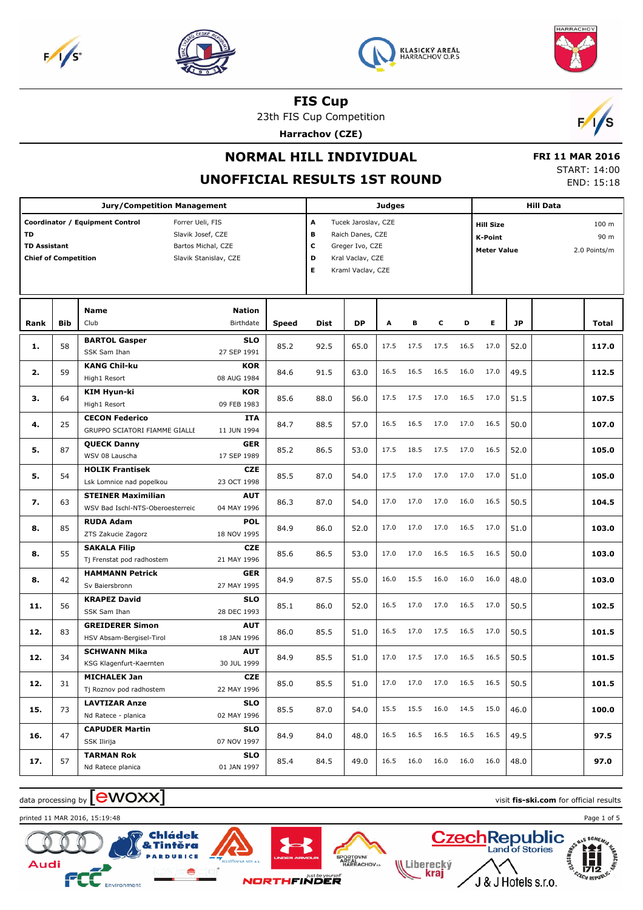# FIS Cup

23th FIS Cup Competition

**Harrachov (CZE)**

## NORMAL HILL INDIVIDUAL

## UNOFFICIAL RESULTS 1ST ROUND

**FRI 11 MAR 2016**
START: 14:00
END: 15:18

| Jury/Competition Management | | Judges | | Hill Data | |
|---|---|---|---|---|---|
| **Coordinator / Equipment Control** | Forrer Ueli, FIS | **A** | Tucek Jaroslav, CZE | **Hill Size** | 100 m |
| **TD** | Slavik Josef, CZE | **B** | Raich Danes, CZE | **K-Point** | 90 m |
| **TD Assistant** | Bartos Michal, CZE | **C** | Greger Ivo, CZE | **Meter Value** | 2.0 Points/m |
| **Chief of Competition** | Slavik Stanislav, CZE | **D** | Kral Vaclav, CZE | | |
| | | **E** | Kraml Vaclav, CZE | | |

| Rank | Bib | Name / Club | Nation / Birthdate | Speed | Dist | DP | A | B | C | D | E | JP | Total |
|---|---|---|---|---|---|---|---|---|---|---|---|---|---|
| **1.** | 58 | **BARTOL Gasper** SSK Sam Ihan | **SLO** 27 SEP 1991 | 85.2 | 92.5 | 65.0 | 17.5 | 17.5 | 17.5 | 16.5 | 17.0 | 52.0 | **117.0** |
| **2.** | 59 | **KANG Chil-ku** High1 Resort | **KOR** 08 AUG 1984 | 84.6 | 91.5 | 63.0 | 16.5 | 16.5 | 16.5 | 16.0 | 17.0 | 49.5 | **112.5** |
| **3.** | 64 | **KIM Hyun-ki** High1 Resort | **KOR** 09 FEB 1983 | 85.6 | 88.0 | 56.0 | 17.5 | 17.5 | 17.0 | 16.5 | 17.0 | 51.5 | **107.5** |
| **4.** | 25 | **CECON Federico** GRUPPO SCIATORI FIAMME GIALLE | **ITA** 11 JUN 1994 | 84.7 | 88.5 | 57.0 | 16.5 | 16.5 | 17.0 | 17.0 | 16.5 | 50.0 | **107.0** |
| **5.** | 87 | **QUECK Danny** WSV 08 Lauscha | **GER** 17 SEP 1989 | 85.2 | 86.5 | 53.0 | 17.5 | 18.5 | 17.5 | 17.0 | 16.5 | 52.0 | **105.0** |
| **5.** | 54 | **HOLIK Frantisek** Lsk Lomnice nad popelkou | **CZE** 23 OCT 1998 | 85.5 | 87.0 | 54.0 | 17.5 | 17.0 | 17.0 | 17.0 | 17.0 | 51.0 | **105.0** |
| **7.** | 63 | **STEINER Maximilian** WSV Bad Ischl-NTS-Oberoesterreic | **AUT** 04 MAY 1996 | 86.3 | 87.0 | 54.0 | 17.0 | 17.0 | 17.0 | 16.0 | 16.5 | 50.5 | **104.5** |
| **8.** | 85 | **RUDA Adam** ZTS Zakucie Zagorz | **POL** 18 NOV 1995 | 84.9 | 86.0 | 52.0 | 17.0 | 17.0 | 17.0 | 16.5 | 17.0 | 51.0 | **103.0** |
| **8.** | 55 | **SAKALA Filip** Tj Frenstat pod radhostem | **CZE** 21 MAY 1996 | 85.6 | 86.5 | 53.0 | 17.0 | 17.0 | 16.5 | 16.5 | 16.5 | 50.0 | **103.0** |
| **8.** | 42 | **HAMMANN Petrick** Sv Baiersbronn | **GER** 27 MAY 1995 | 84.9 | 87.5 | 55.0 | 16.0 | 15.5 | 16.0 | 16.0 | 16.0 | 48.0 | **103.0** |
| **11.** | 56 | **KRAPEZ David** SSK Sam Ihan | **SLO** 28 DEC 1993 | 85.1 | 86.0 | 52.0 | 16.5 | 17.0 | 17.0 | 16.5 | 17.0 | 50.5 | **102.5** |
| **12.** | 83 | **GREIDERER Simon** HSV Absam-Bergisel-Tirol | **AUT** 18 JAN 1996 | 86.0 | 85.5 | 51.0 | 16.5 | 17.0 | 17.5 | 16.5 | 17.0 | 50.5 | **101.5** |
| **12.** | 34 | **SCHWANN Mika** KSG Klagenfurt-Kaernten | **AUT** 30 JUL 1999 | 84.9 | 85.5 | 51.0 | 17.0 | 17.5 | 17.0 | 16.5 | 16.5 | 50.5 | **101.5** |
| **12.** | 31 | **MICHALEK Jan** Tj Roznov pod radhostem | **CZE** 22 MAY 1996 | 85.0 | 85.5 | 51.0 | 17.0 | 17.0 | 17.0 | 16.5 | 16.5 | 50.5 | **101.5** |
| **15.** | 73 | **LAVTIZAR Anze** Nd Ratece - planica | **SLO** 02 MAY 1996 | 85.5 | 87.0 | 54.0 | 15.5 | 15.5 | 16.0 | 14.5 | 15.0 | 46.0 | **100.0** |
| **16.** | 47 | **CAPUDER Martin** SSK Ilirija | **SLO** 07 NOV 1997 | 84.9 | 84.0 | 48.0 | 16.5 | 16.5 | 16.5 | 16.5 | 16.5 | 49.5 | **97.5** |
| **17.** | 57 | **TARMAN Rok** Nd Ratece planica | **SLO** 01 JAN 1997 | 85.4 | 84.5 | 49.0 | 16.5 | 16.0 | 16.0 | 16.0 | 16.0 | 48.0 | **97.0** |

data processing by ewoxx — visit **fis-ski.com** for official results

printed 11 MAR 2016, 15:19:48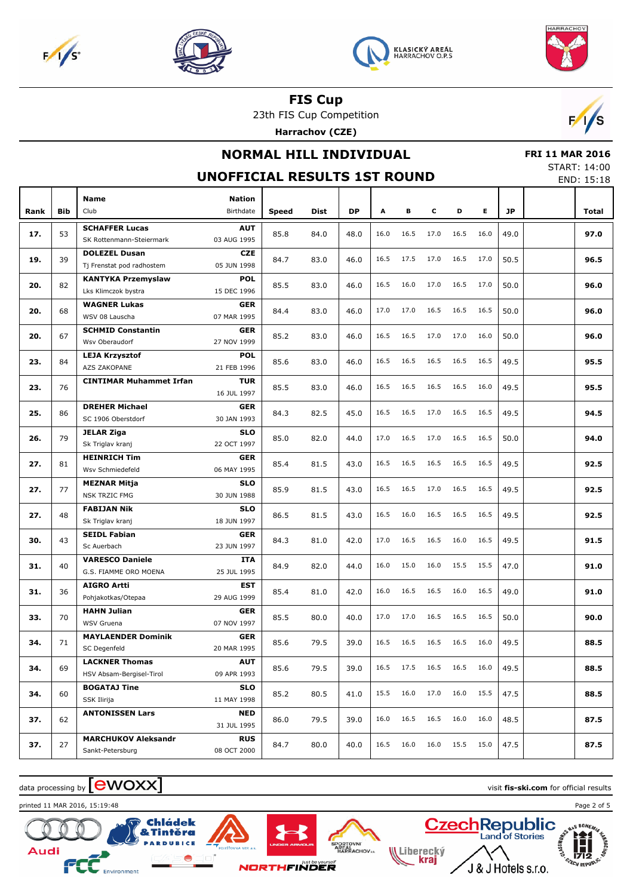# FIS Cup

23th FIS Cup Competition

**Harrachov (CZE)**

## NORMAL HILL INDIVIDUAL

## UNOFFICIAL RESULTS 1ST ROUND

**FRI 11 MAR 2016**

START: 14:00

END: 15:18

| Rank | Bib | Name / Club | Nation / Birthdate | Speed | Dist | DP | A | B | C | D | E | JP | | Total |
|---|---|---|---|---|---|---|---|---|---|---|---|---|---|---|
| **17.** | 53 | **SCHAFFER Lucas**<br>SK Rottenmann-Steiermark | **AUT**<br>03 AUG 1995 | 85.8 | 84.0 | 48.0 | 16.0 | 16.5 | 17.0 | 16.5 | 16.0 | 49.0 | | **97.0** |
| **19.** | 39 | **DOLEZEL Dusan**<br>Tj Frenstat pod radhostem | **CZE**<br>05 JUN 1998 | 84.7 | 83.0 | 46.0 | 16.5 | 17.5 | 17.0 | 16.5 | 17.0 | 50.5 | | **96.5** |
| **20.** | 82 | **KANTYKA Przemyslaw**<br>Lks Klimczok bystra | **POL**<br>15 DEC 1996 | 85.5 | 83.0 | 46.0 | 16.5 | 16.0 | 17.0 | 16.5 | 17.0 | 50.0 | | **96.0** |
| **20.** | 68 | **WAGNER Lukas**<br>WSV 08 Lauscha | **GER**<br>07 MAR 1995 | 84.4 | 83.0 | 46.0 | 17.0 | 17.0 | 16.5 | 16.5 | 16.5 | 50.0 | | **96.0** |
| **20.** | 67 | **SCHMID Constantin**<br>Wsv Oberaudorf | **GER**<br>27 NOV 1999 | 85.2 | 83.0 | 46.0 | 16.5 | 16.5 | 17.0 | 17.0 | 16.0 | 50.0 | | **96.0** |
| **23.** | 84 | **LEJA Krzysztof**<br>AZS ZAKOPANE | **POL**<br>21 FEB 1996 | 85.6 | 83.0 | 46.0 | 16.5 | 16.5 | 16.5 | 16.5 | 16.5 | 49.5 | | **95.5** |
| **23.** | 76 | **CINTIMAR Muhammet Irfan** | **TUR**<br>16 JUL 1997 | 85.5 | 83.0 | 46.0 | 16.5 | 16.5 | 16.5 | 16.5 | 16.0 | 49.5 | | **95.5** |
| **25.** | 86 | **DREHER Michael**<br>SC 1906 Oberstdorf | **GER**<br>30 JAN 1993 | 84.3 | 82.5 | 45.0 | 16.5 | 16.5 | 17.0 | 16.5 | 16.5 | 49.5 | | **94.5** |
| **26.** | 79 | **JELAR Ziga**<br>Sk Triglav kranj | **SLO**<br>22 OCT 1997 | 85.0 | 82.0 | 44.0 | 17.0 | 16.5 | 17.0 | 16.5 | 16.5 | 50.0 | | **94.0** |
| **27.** | 81 | **HEINRICH Tim**<br>Wsv Schmiedefeld | **GER**<br>06 MAY 1995 | 85.4 | 81.5 | 43.0 | 16.5 | 16.5 | 16.5 | 16.5 | 16.5 | 49.5 | | **92.5** |
| **27.** | 77 | **MEZNAR Mitja**<br>NSK TRZIC FMG | **SLO**<br>30 JUN 1988 | 85.9 | 81.5 | 43.0 | 16.5 | 16.5 | 17.0 | 16.5 | 16.5 | 49.5 | | **92.5** |
| **27.** | 48 | **FABIJAN Nik**<br>Sk Triglav kranj | **SLO**<br>18 JUN 1997 | 86.5 | 81.5 | 43.0 | 16.5 | 16.0 | 16.5 | 16.5 | 16.5 | 49.5 | | **92.5** |
| **30.** | 43 | **SEIDL Fabian**<br>Sc Auerbach | **GER**<br>23 JUN 1997 | 84.3 | 81.0 | 42.0 | 17.0 | 16.5 | 16.5 | 16.0 | 16.5 | 49.5 | | **91.5** |
| **31.** | 40 | **VARESCO Daniele**<br>G.S. FIAMME ORO MOENA | **ITA**<br>25 JUL 1995 | 84.9 | 82.0 | 44.0 | 16.0 | 15.0 | 16.0 | 15.5 | 15.5 | 47.0 | | **91.0** |
| **31.** | 36 | **AIGRO Artti**<br>Pohjakotkas/Otepaa | **EST**<br>29 AUG 1999 | 85.4 | 81.0 | 42.0 | 16.0 | 16.5 | 16.5 | 16.0 | 16.5 | 49.0 | | **91.0** |
| **33.** | 70 | **HAHN Julian**<br>WSV Gruena | **GER**<br>07 NOV 1997 | 85.5 | 80.0 | 40.0 | 17.0 | 17.0 | 16.5 | 16.5 | 16.5 | 50.0 | | **90.0** |
| **34.** | 71 | **MAYLAENDER Dominik**<br>SC Degenfeld | **GER**<br>20 MAR 1995 | 85.6 | 79.5 | 39.0 | 16.5 | 16.5 | 16.5 | 16.5 | 16.0 | 49.5 | | **88.5** |
| **34.** | 69 | **LACKNER Thomas**<br>HSV Absam-Bergisel-Tirol | **AUT**<br>09 APR 1993 | 85.6 | 79.5 | 39.0 | 16.5 | 17.5 | 16.5 | 16.5 | 16.0 | 49.5 | | **88.5** |
| **34.** | 60 | **BOGATAJ Tine**<br>SSK Ilirija | **SLO**<br>11 MAY 1998 | 85.2 | 80.5 | 41.0 | 15.5 | 16.0 | 17.0 | 16.0 | 15.5 | 47.5 | | **88.5** |
| **37.** | 62 | **ANTONISSEN Lars** | **NED**<br>31 JUL 1995 | 86.0 | 79.5 | 39.0 | 16.0 | 16.5 | 16.5 | 16.0 | 16.0 | 48.5 | | **87.5** |
| **37.** | 27 | **MARCHUKOV Aleksandr**<br>Sankt-Petersburg | **RUS**<br>08 OCT 2000 | 84.7 | 80.0 | 40.0 | 16.5 | 16.0 | 16.0 | 15.5 | 15.0 | 47.5 | | **87.5** |

data processing by ewoxx

visit **fis-ski.com** for official results

printed 11 MAR 2016, 15:19:48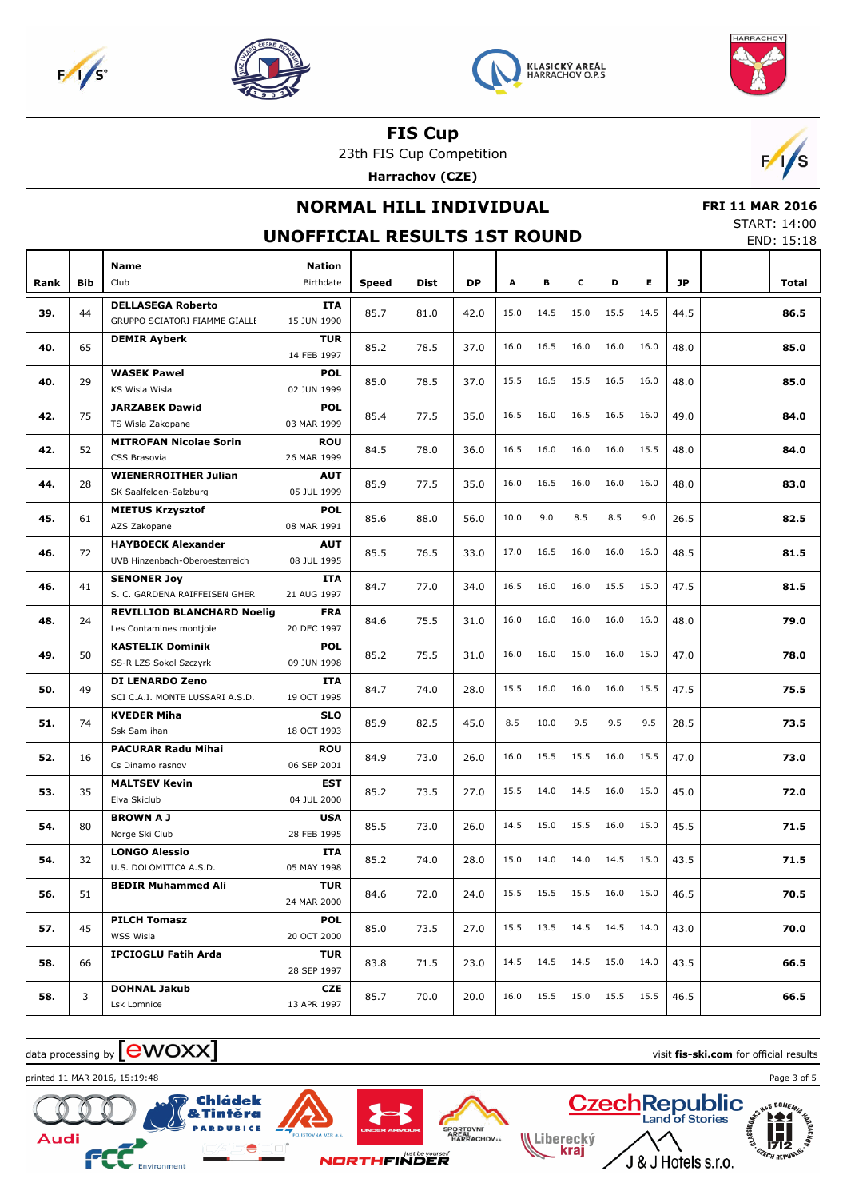# FIS Cup

23th FIS Cup Competition

**Harrachov (CZE)**

## NORMAL HILL INDIVIDUAL

## UNOFFICIAL RESULTS 1ST ROUND

**FRI 11 MAR 2016**
START: 14:00
END: 15:18

| Rank | Bib | Name / Club | Nation / Birthdate | Speed | Dist | DP | A | B | C | D | E | JP | | Total |
|---|---|---|---|---|---|---|---|---|---|---|---|---|---|---|
| 39. | 44 | **DELLASEGA Roberto** GRUPPO SCIATORI FIAMME GIALLE | **ITA** 15 JUN 1990 | 85.7 | 81.0 | 42.0 | 15.0 | 14.5 | 15.0 | 15.5 | 14.5 | 44.5 | | **86.5** |
| 40. | 65 | **DEMIR Ayberk** | **TUR** 14 FEB 1997 | 85.2 | 78.5 | 37.0 | 16.0 | 16.5 | 16.0 | 16.0 | 16.0 | 48.0 | | **85.0** |
| 40. | 29 | **WASEK Pawel** KS Wisla Wisla | **POL** 02 JUN 1999 | 85.0 | 78.5 | 37.0 | 15.5 | 16.5 | 15.5 | 16.5 | 16.0 | 48.0 | | **85.0** |
| 42. | 75 | **JARZABEK Dawid** TS Wisla Zakopane | **POL** 03 MAR 1999 | 85.4 | 77.5 | 35.0 | 16.5 | 16.0 | 16.5 | 16.5 | 16.0 | 49.0 | | **84.0** |
| 42. | 52 | **MITROFAN Nicolae Sorin** CSS Brasovia | **ROU** 26 MAR 1999 | 84.5 | 78.0 | 36.0 | 16.5 | 16.0 | 16.0 | 16.0 | 15.5 | 48.0 | | **84.0** |
| 44. | 28 | **WIENERROITHER Julian** SK Saalfelden-Salzburg | **AUT** 05 JUL 1999 | 85.9 | 77.5 | 35.0 | 16.0 | 16.5 | 16.0 | 16.0 | 16.0 | 48.0 | | **83.0** |
| 45. | 61 | **MIETUS Krzysztof** AZS Zakopane | **POL** 08 MAR 1991 | 85.6 | 88.0 | 56.0 | 10.0 | 9.0 | 8.5 | 8.5 | 9.0 | 26.5 | | **82.5** |
| 46. | 72 | **HAYBOECK Alexander** UVB Hinzenbach-Oberoesterreich | **AUT** 08 JUL 1995 | 85.5 | 76.5 | 33.0 | 17.0 | 16.5 | 16.0 | 16.0 | 16.0 | 48.5 | | **81.5** |
| 46. | 41 | **SENONER Joy** S. C. GARDENA RAIFFEISEN GHERI | **ITA** 21 AUG 1997 | 84.7 | 77.0 | 34.0 | 16.5 | 16.0 | 16.0 | 15.5 | 15.0 | 47.5 | | **81.5** |
| 48. | 24 | **REVILLIOD BLANCHARD Noelig** Les Contamines montjoie | **FRA** 20 DEC 1997 | 84.6 | 75.5 | 31.0 | 16.0 | 16.0 | 16.0 | 16.0 | 16.0 | 48.0 | | **79.0** |
| 49. | 50 | **KASTELIK Dominik** SS-R LZS Sokol Szczyrk | **POL** 09 JUN 1998 | 85.2 | 75.5 | 31.0 | 16.0 | 16.0 | 15.0 | 16.0 | 15.0 | 47.0 | | **78.0** |
| 50. | 49 | **DI LENARDO Zeno** SCI C.A.I. MONTE LUSSARI A.S.D. | **ITA** 19 OCT 1995 | 84.7 | 74.0 | 28.0 | 15.5 | 16.0 | 16.0 | 16.0 | 15.5 | 47.5 | | **75.5** |
| 51. | 74 | **KVEDER Miha** Ssk Sam ihan | **SLO** 18 OCT 1993 | 85.9 | 82.5 | 45.0 | 8.5 | 10.0 | 9.5 | 9.5 | 9.5 | 28.5 | | **73.5** |
| 52. | 16 | **PACURAR Radu Mihai** Cs Dinamo rasnov | **ROU** 06 SEP 2001 | 84.9 | 73.0 | 26.0 | 16.0 | 15.5 | 15.5 | 16.0 | 15.5 | 47.0 | | **73.0** |
| 53. | 35 | **MALTSEV Kevin** Elva Skiclub | **EST** 04 JUL 2000 | 85.2 | 73.5 | 27.0 | 15.5 | 14.0 | 14.5 | 16.0 | 15.0 | 45.0 | | **72.0** |
| 54. | 80 | **BROWN A J** Norge Ski Club | **USA** 28 FEB 1995 | 85.5 | 73.0 | 26.0 | 14.5 | 15.0 | 15.5 | 16.0 | 15.0 | 45.5 | | **71.5** |
| 54. | 32 | **LONGO Alessio** U.S. DOLOMITICA A.S.D. | **ITA** 05 MAY 1998 | 85.2 | 74.0 | 28.0 | 15.0 | 14.0 | 14.0 | 14.5 | 15.0 | 43.5 | | **71.5** |
| 56. | 51 | **BEDIR Muhammed Ali** | **TUR** 24 MAR 2000 | 84.6 | 72.0 | 24.0 | 15.5 | 15.5 | 15.5 | 16.0 | 15.0 | 46.5 | | **70.5** |
| 57. | 45 | **PILCH Tomasz** WSS Wisla | **POL** 20 OCT 2000 | 85.0 | 73.5 | 27.0 | 15.5 | 13.5 | 14.5 | 14.5 | 14.0 | 43.0 | | **70.0** |
| 58. | 66 | **IPCIOGLU Fatih Arda** | **TUR** 28 SEP 1997 | 83.8 | 71.5 | 23.0 | 14.5 | 14.5 | 14.5 | 15.0 | 14.0 | 43.5 | | **66.5** |
| 58. | 3 | **DOHNAL Jakub** Lsk Lomnice | **CZE** 13 APR 1997 | 85.7 | 70.0 | 20.0 | 16.0 | 15.5 | 15.0 | 15.5 | 15.5 | 46.5 | | **66.5** |

data processing by ewoxx — visit **fis-ski.com** for official results

printed 11 MAR 2016, 15:19:48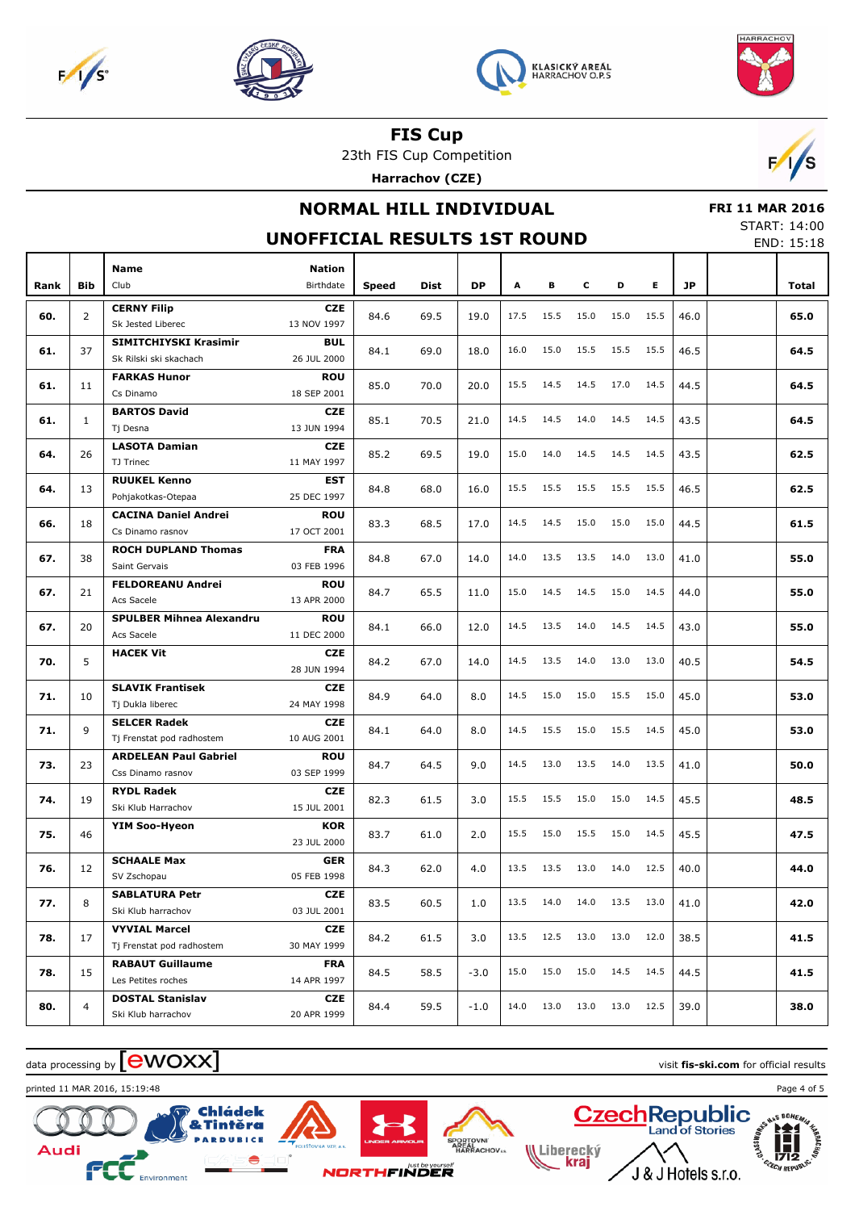# FIS Cup

23th FIS Cup Competition

**Harrachov (CZE)**

## NORMAL HILL INDIVIDUAL

## UNOFFICIAL RESULTS 1ST ROUND

**FRI 11 MAR 2016**

START: 14:00

END: 15:18

| Rank | Bib | Name / Club | Nation / Birthdate | Speed | Dist | DP | A | B | C | D | E | JP | | Total |
|---|---|---|---|---|---|---|---|---|---|---|---|---|---|---|
| 60. | 2 | **CERNY Filip** Sk Jested Liberec | **CZE** 13 NOV 1997 | 84.6 | 69.5 | 19.0 | 17.5 | 15.5 | 15.0 | 15.0 | 15.5 | 46.0 | | **65.0** |
| 61. | 37 | **SIMITCHIYSKI Krasimir** Sk Rilski ski skachach | **BUL** 26 JUL 2000 | 84.1 | 69.0 | 18.0 | 16.0 | 15.0 | 15.5 | 15.5 | 15.5 | 46.5 | | **64.5** |
| 61. | 11 | **FARKAS Hunor** Cs Dinamo | **ROU** 18 SEP 2001 | 85.0 | 70.0 | 20.0 | 15.5 | 14.5 | 14.5 | 17.0 | 14.5 | 44.5 | | **64.5** |
| 61. | 1 | **BARTOS David** Tj Desna | **CZE** 13 JUN 1994 | 85.1 | 70.5 | 21.0 | 14.5 | 14.5 | 14.0 | 14.5 | 14.5 | 43.5 | | **64.5** |
| 64. | 26 | **LASOTA Damian** TJ Trinec | **CZE** 11 MAY 1997 | 85.2 | 69.5 | 19.0 | 15.0 | 14.0 | 14.5 | 14.5 | 14.5 | 43.5 | | **62.5** |
| 64. | 13 | **RUUKEL Kenno** Pohjakotkas-Otepaa | **EST** 25 DEC 1997 | 84.8 | 68.0 | 16.0 | 15.5 | 15.5 | 15.5 | 15.5 | 15.5 | 46.5 | | **62.5** |
| 66. | 18 | **CACINA Daniel Andrei** Cs Dinamo rasnov | **ROU** 17 OCT 2001 | 83.3 | 68.5 | 17.0 | 14.5 | 14.5 | 15.0 | 15.0 | 15.0 | 44.5 | | **61.5** |
| 67. | 38 | **ROCH DUPLAND Thomas** Saint Gervais | **FRA** 03 FEB 1996 | 84.8 | 67.0 | 14.0 | 14.0 | 13.5 | 13.5 | 14.0 | 13.0 | 41.0 | | **55.0** |
| 67. | 21 | **FELDOREANU Andrei** Acs Sacele | **ROU** 13 APR 2000 | 84.7 | 65.5 | 11.0 | 15.0 | 14.5 | 14.5 | 15.0 | 14.5 | 44.0 | | **55.0** |
| 67. | 20 | **SPULBER Mihnea Alexandru** Acs Sacele | **ROU** 11 DEC 2000 | 84.1 | 66.0 | 12.0 | 14.5 | 13.5 | 14.0 | 14.5 | 14.5 | 43.0 | | **55.0** |
| 70. | 5 | **HACEK Vit** | **CZE** 28 JUN 1994 | 84.2 | 67.0 | 14.0 | 14.5 | 13.5 | 14.0 | 13.0 | 13.0 | 40.5 | | **54.5** |
| 71. | 10 | **SLAVIK Frantisek** Tj Dukla liberec | **CZE** 24 MAY 1998 | 84.9 | 64.0 | 8.0 | 14.5 | 15.0 | 15.0 | 15.5 | 15.0 | 45.0 | | **53.0** |
| 71. | 9 | **SELCER Radek** Tj Frenstat pod radhostem | **CZE** 10 AUG 2001 | 84.1 | 64.0 | 8.0 | 14.5 | 15.5 | 15.0 | 15.5 | 14.5 | 45.0 | | **53.0** |
| 73. | 23 | **ARDELEAN Paul Gabriel** Css Dinamo rasnov | **ROU** 03 SEP 1999 | 84.7 | 64.5 | 9.0 | 14.5 | 13.0 | 13.5 | 14.0 | 13.5 | 41.0 | | **50.0** |
| 74. | 19 | **RYDL Radek** Ski Klub Harrachov | **CZE** 15 JUL 2001 | 82.3 | 61.5 | 3.0 | 15.5 | 15.5 | 15.0 | 15.0 | 14.5 | 45.5 | | **48.5** |
| 75. | 46 | **YIM Soo-Hyeon** | **KOR** 23 JUL 2000 | 83.7 | 61.0 | 2.0 | 15.5 | 15.0 | 15.5 | 15.0 | 14.5 | 45.5 | | **47.5** |
| 76. | 12 | **SCHAALE Max** SV Zschopau | **GER** 05 FEB 1998 | 84.3 | 62.0 | 4.0 | 13.5 | 13.5 | 13.0 | 14.0 | 12.5 | 40.0 | | **44.0** |
| 77. | 8 | **SABLATURA Petr** Ski Klub harrachov | **CZE** 03 JUL 2001 | 83.5 | 60.5 | 1.0 | 13.5 | 14.0 | 14.0 | 13.5 | 13.0 | 41.0 | | **42.0** |
| 78. | 17 | **VYVIAL Marcel** Tj Frenstat pod radhostem | **CZE** 30 MAY 1999 | 84.2 | 61.5 | 3.0 | 13.5 | 12.5 | 13.0 | 13.0 | 12.0 | 38.5 | | **41.5** |
| 78. | 15 | **RABAUT Guillaume** Les Petites roches | **FRA** 14 APR 1997 | 84.5 | 58.5 | -3.0 | 15.0 | 15.0 | 15.0 | 14.5 | 14.5 | 44.5 | | **41.5** |
| 80. | 4 | **DOSTAL Stanislav** Ski Klub harrachov | **CZE** 20 APR 1999 | 84.4 | 59.5 | -1.0 | 14.0 | 13.0 | 13.0 | 13.0 | 12.5 | 39.0 | | **38.0** |

data processing by ewoxx — visit **fis-ski.com** for official results

printed 11 MAR 2016, 15:19:48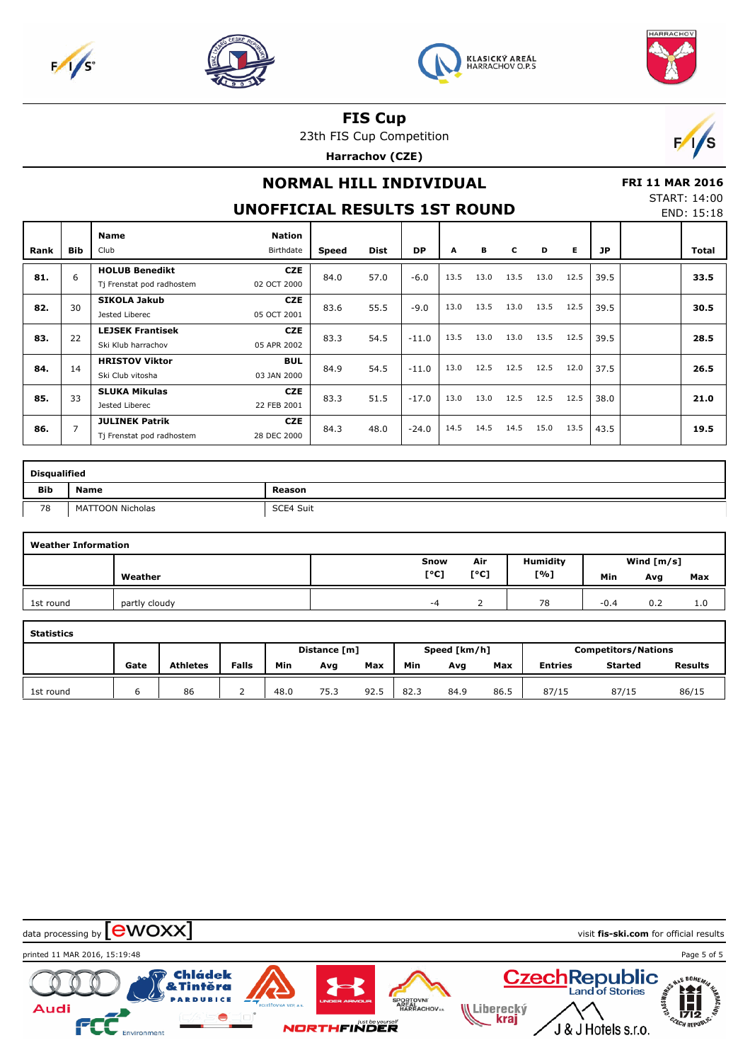# FIS Cup

23th FIS Cup Competition

**Harrachov (CZE)**

## NORMAL HILL INDIVIDUAL

**FRI 11 MAR 2016**
START: 14:00
END: 15:18

## UNOFFICIAL RESULTS 1ST ROUND

| Rank | Bib | Name / Club | Nation / Birthdate | Speed | Dist | DP | A | B | C | D | E | JP | | Total |
|---|---|---|---|---|---|---|---|---|---|---|---|---|---|---|
| 81. | 6 | **HOLUB Benedikt** Tj Frenstat pod radhostem | **CZE** 02 OCT 2000 | 84.0 | 57.0 | -6.0 | 13.5 | 13.0 | 13.5 | 13.0 | 12.5 | 39.5 | | **33.5** |
| 82. | 30 | **SIKOLA Jakub** Jested Liberec | **CZE** 05 OCT 2001 | 83.6 | 55.5 | -9.0 | 13.0 | 13.5 | 13.0 | 13.5 | 12.5 | 39.5 | | **30.5** |
| 83. | 22 | **LEJSEK Frantisek** Ski Klub harrachov | **CZE** 05 APR 2002 | 83.3 | 54.5 | -11.0 | 13.5 | 13.0 | 13.0 | 13.5 | 12.5 | 39.5 | | **28.5** |
| 84. | 14 | **HRISTOV Viktor** Ski Club vitosha | **BUL** 03 JAN 2000 | 84.9 | 54.5 | -11.0 | 13.0 | 12.5 | 12.5 | 12.5 | 12.0 | 37.5 | | **26.5** |
| 85. | 33 | **SLUKA Mikulas** Jested Liberec | **CZE** 22 FEB 2001 | 83.3 | 51.5 | -17.0 | 13.0 | 13.0 | 12.5 | 12.5 | 12.5 | 38.0 | | **21.0** |
| 86. | 7 | **JULINEK Patrik** Tj Frenstat pod radhostem | **CZE** 28 DEC 2000 | 84.3 | 48.0 | -24.0 | 14.5 | 14.5 | 14.5 | 15.0 | 13.5 | 43.5 | | **19.5** |

### Disqualified

| Bib | Name | Reason |
|---|---|---|
| 78 | MATTOON Nicholas | SCE4 Suit |

### Weather Information

| | Weather | Snow [°C] | Air [°C] | Humidity [%] | Wind [m/s] Min | Avg | Max |
|---|---|---|---|---|---|---|---|
| 1st round | partly cloudy | -4 | 2 | 78 | -0.4 | 0.2 | 1.0 |

### Statistics

| | Gate | Athletes | Falls | Distance [m] Min | Avg | Max | Speed [km/h] Min | Avg | Max | Competitors/Nations Entries | Started | Results |
|---|---|---|---|---|---|---|---|---|---|---|---|---|
| 1st round | 6 | 86 | 2 | 48.0 | 75.3 | 92.5 | 82.3 | 84.9 | 86.5 | 87/15 | 87/15 | 86/15 |

data processing by ewoxx — visit **fis-ski.com** for official results

printed 11 MAR 2016, 15:19:48